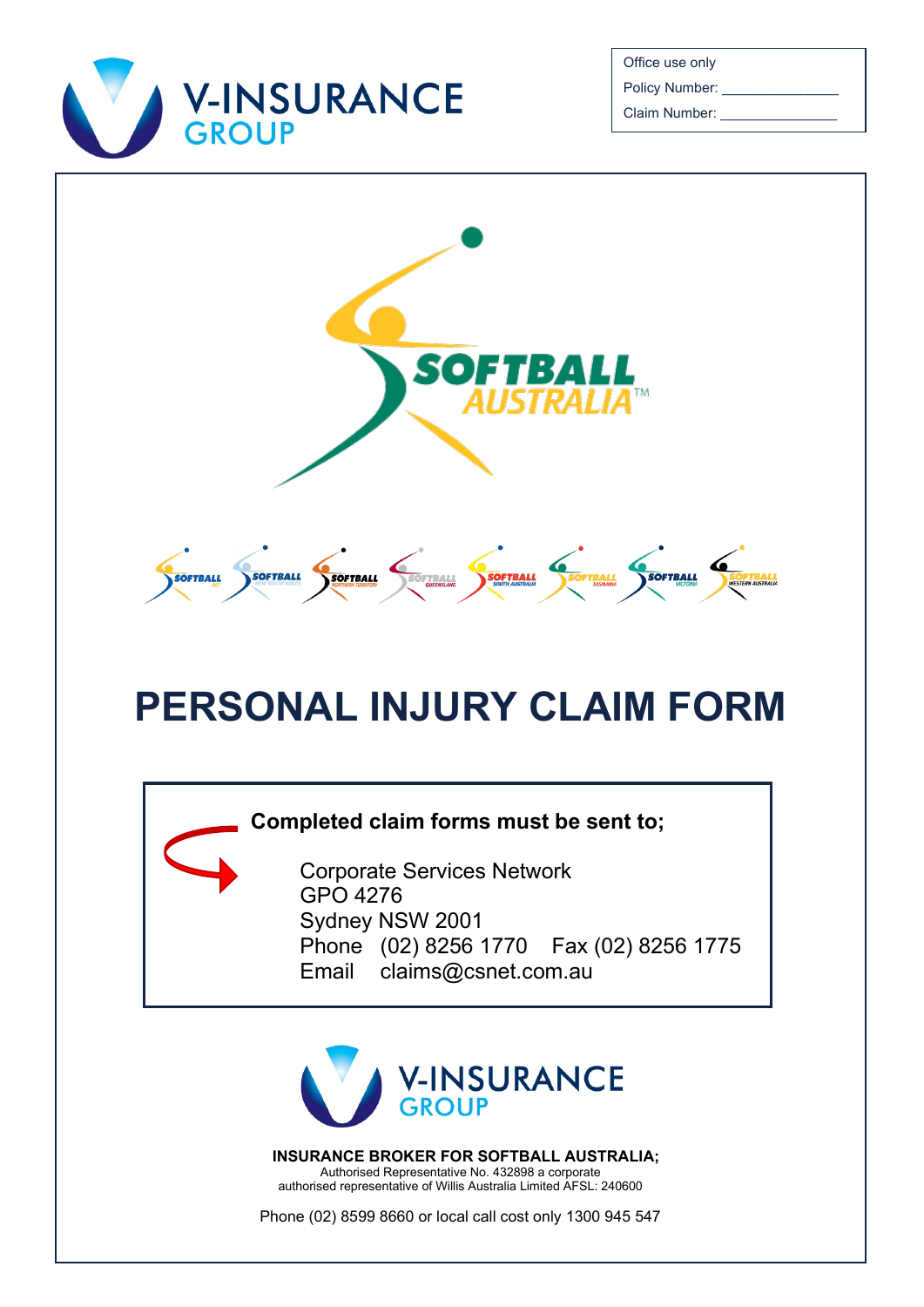V-INSURANCE GROUP

| Office use only |
| --- |
| Policy Number: _______________ |
| Claim Number: _______________ |

SOFTBALL AUSTRALIA™

# PERSONAL INJURY CLAIM FORM

**Completed claim forms must be sent to;**

Corporate Services Network
GPO 4276
Sydney NSW 2001
Phone (02) 8256 1770 Fax (02) 8256 1775
Email claims@csnet.com.au

V-INSURANCE GROUP

**INSURANCE BROKER FOR SOFTBALL AUSTRALIA;**
Authorised Representative No. 432898 a corporate
authorised representative of Willis Australia Limited AFSL: 240600

Phone (02) 8599 8660 or local call cost only 1300 945 547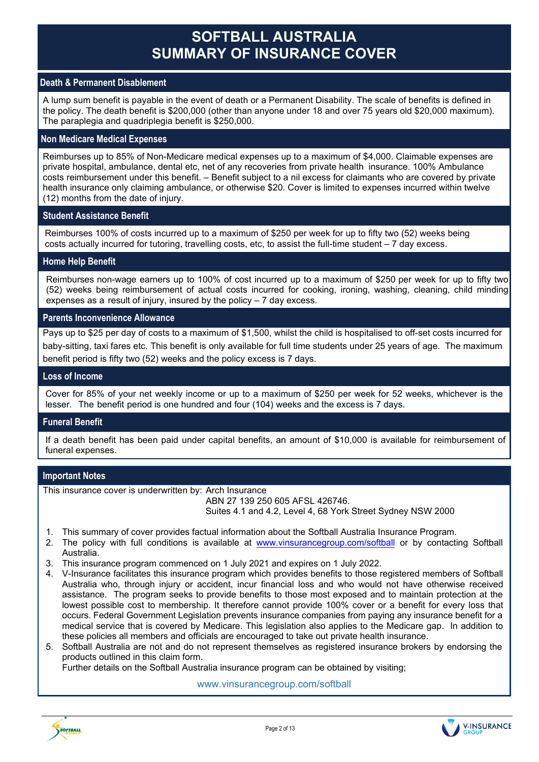# SOFTBALL AUSTRALIA
# SUMMARY OF INSURANCE COVER

## Death & Permanent Disablement

A lump sum benefit is payable in the event of death or a Permanent Disability. The scale of benefits is defined in the policy. The death benefit is $200,000 (other than anyone under 18 and over 75 years old $20,000 maximum). The paraplegia and quadriplegia benefit is $250,000.

## Non Medicare Medical Expenses

Reimburses up to 85% of Non-Medicare medical expenses up to a maximum of $4,000. Claimable expenses are private hospital, ambulance, dental etc, net of any recoveries from private health insurance. 100% Ambulance costs reimbursement under this benefit. – Benefit subject to a nil excess for claimants who are covered by private health insurance only claiming ambulance, or otherwise $20. Cover is limited to expenses incurred within twelve (12) months from the date of injury.

## Student Assistance Benefit

Reimburses 100% of costs incurred up to a maximum of $250 per week for up to fifty two (52) weeks being costs actually incurred for tutoring, travelling costs, etc, to assist the full-time student – 7 day excess.

## Home Help Benefit

Reimburses non-wage earners up to 100% of cost incurred up to a maximum of $250 per week for up to fifty two (52) weeks being reimbursement of actual costs incurred for cooking, ironing, washing, cleaning, child minding expenses as a result of injury, insured by the policy – 7 day excess.

## Parents Inconvenience Allowance

Pays up to $25 per day of costs to a maximum of $1,500, whilst the child is hospitalised to off-set costs incurred for baby-sitting, taxi fares etc. This benefit is only available for full time students under 25 years of age. The maximum benefit period is fifty two (52) weeks and the policy excess is 7 days.

## Loss of Income

Cover for 85% of your net weekly income or up to a maximum of $250 per week for 52 weeks, whichever is the lesser. The benefit period is one hundred and four (104) weeks and the excess is 7 days.

## Funeral Benefit

If a death benefit has been paid under capital benefits, an amount of $10,000 is available for reimbursement of funeral expenses.

## Important Notes

This insurance cover is underwritten by: Arch Insurance
ABN 27 139 250 605 AFSL 426746.
Suites 4.1 and 4.2, Level 4, 68 York Street Sydney NSW 2000

1. This summary of cover provides factual information about the Softball Australia Insurance Program.
2. The policy with full conditions is available at www.vinsurancegroup.com/softball or by contacting Softball Australia.
3. This insurance program commenced on 1 July 2021 and expires on 1 July 2022.
4. V-Insurance facilitates this insurance program which provides benefits to those registered members of Softball Australia who, through injury or accident, incur financial loss and who would not have otherwise received assistance. The program seeks to provide benefits to those most exposed and to maintain protection at the lowest possible cost to membership. It therefore cannot provide 100% cover or a benefit for every loss that occurs. Federal Government Legislation prevents insurance companies from paying any insurance benefit for a medical service that is covered by Medicare. This legislation also applies to the Medicare gap. In addition to these policies all members and officials are encouraged to take out private health insurance.
5. Softball Australia are not and do not represent themselves as registered insurance brokers by endorsing the products outlined in this claim form.
   Further details on the Softball Australia insurance program can be obtained by visiting;

www.vinsurancegroup.com/softball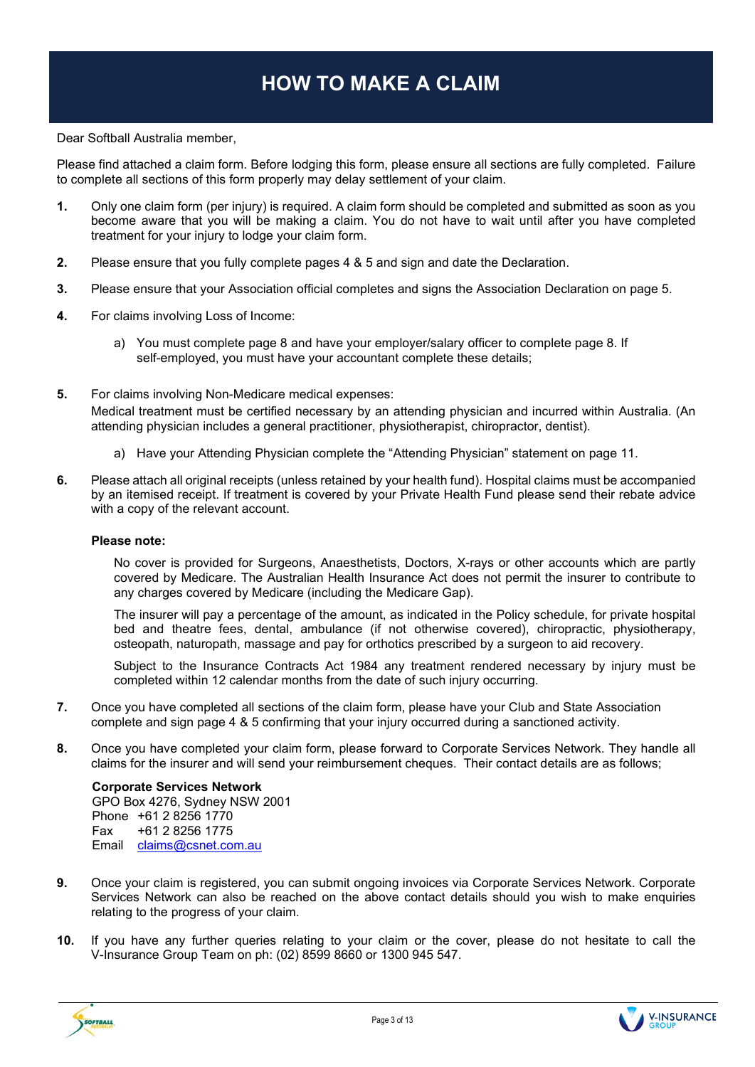# HOW TO MAKE A CLAIM

Dear Softball Australia member,

Please find attached a claim form. Before lodging this form, please ensure all sections are fully completed. Failure to complete all sections of this form properly may delay settlement of your claim.

1. Only one claim form (per injury) is required. A claim form should be completed and submitted as soon as you become aware that you will be making a claim. You do not have to wait until after you have completed treatment for your injury to lodge your claim form.

2. Please ensure that you fully complete pages 4 & 5 and sign and date the Declaration.

3. Please ensure that your Association official completes and signs the Association Declaration on page 5.

4. For claims involving Loss of Income:

   a) You must complete page 8 and have your employer/salary officer to complete page 8. If self-employed, you must have your accountant complete these details;

5. For claims involving Non-Medicare medical expenses:
   Medical treatment must be certified necessary by an attending physician and incurred within Australia. (An attending physician includes a general practitioner, physiotherapist, chiropractor, dentist).

   a) Have your Attending Physician complete the "Attending Physician" statement on page 11.

6. Please attach all original receipts (unless retained by your health fund). Hospital claims must be accompanied by an itemised receipt. If treatment is covered by your Private Health Fund please send their rebate advice with a copy of the relevant account.

   **Please note:**

   No cover is provided for Surgeons, Anaesthetists, Doctors, X-rays or other accounts which are partly covered by Medicare. The Australian Health Insurance Act does not permit the insurer to contribute to any charges covered by Medicare (including the Medicare Gap).

   The insurer will pay a percentage of the amount, as indicated in the Policy schedule, for private hospital bed and theatre fees, dental, ambulance (if not otherwise covered), chiropractic, physiotherapy, osteopath, naturopath, massage and pay for orthotics prescribed by a surgeon to aid recovery.

   Subject to the Insurance Contracts Act 1984 any treatment rendered necessary by injury must be completed within 12 calendar months from the date of such injury occurring.

7. Once you have completed all sections of the claim form, please have your Club and State Association complete and sign page 4 & 5 confirming that your injury occurred during a sanctioned activity.

8. Once you have completed your claim form, please forward to Corporate Services Network. They handle all claims for the insurer and will send your reimbursement cheques. Their contact details are as follows;

   **Corporate Services Network**
   GPO Box 4276, Sydney NSW 2001
   Phone +61 2 8256 1770
   Fax +61 2 8256 1775
   Email claims@csnet.com.au

9. Once your claim is registered, you can submit ongoing invoices via Corporate Services Network. Corporate Services Network can also be reached on the above contact details should you wish to make enquiries relating to the progress of your claim.

10. If you have any further queries relating to your claim or the cover, please do not hesitate to call the V-Insurance Group Team on ph: (02) 8599 8660 or 1300 945 547.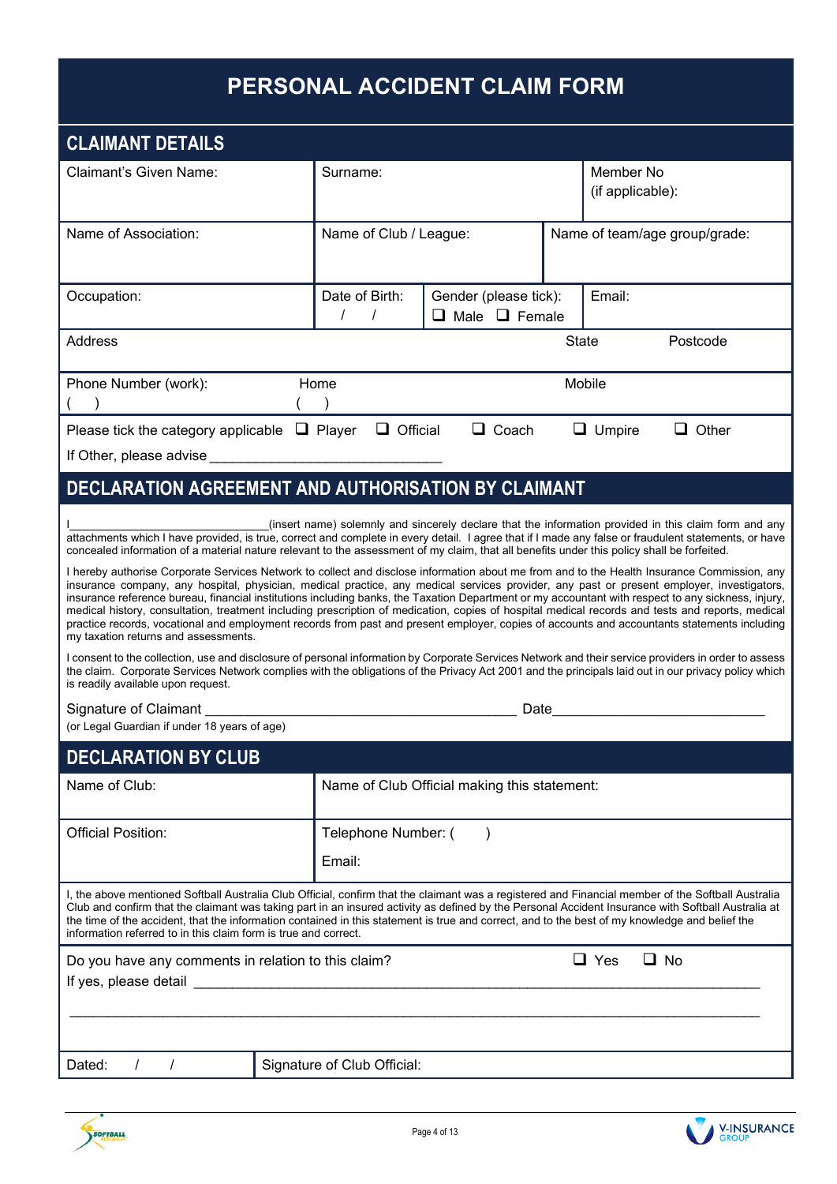# PERSONAL ACCIDENT CLAIM FORM

## CLAIMANT DETAILS

| Claimant's Given Name: | Surname: | | Member No (if applicable): |
|---|---|---|---|
| Name of Association: | Name of Club / League: | Name of team/age group/grade: | |
| Occupation: | Date of Birth: / / | Gender (please tick): ❑ Male ❑ Female | Email: |
| Address | | State | Postcode |
| Phone Number (work): ( ) | Home ( ) | Mobile | |

Please tick the category applicable ❑ Player ❑ Official ❑ Coach ❑ Umpire ❑ Other

If Other, please advise ______________________________

## DECLARATION AGREEMENT AND AUTHORISATION BY CLAIMANT

I_____________________________(insert name) solemnly and sincerely declare that the information provided in this claim form and any attachments which I have provided, is true, correct and complete in every detail. I agree that if I made any false or fraudulent statements, or have concealed information of a material nature relevant to the assessment of my claim, that all benefits under this policy shall be forfeited.

I hereby authorise Corporate Services Network to collect and disclose information about me from and to the Health Insurance Commission, any insurance company, any hospital, physician, medical practice, any medical services provider, any past or present employer, investigators, insurance reference bureau, financial institutions including banks, the Taxation Department or my accountant with respect to any sickness, injury, medical history, consultation, treatment including prescription of medication, copies of hospital medical records and tests and reports, medical practice records, vocational and employment records from past and present employer, copies of accounts and accountants statements including my taxation returns and assessments.

I consent to the collection, use and disclosure of personal information by Corporate Services Network and their service providers in order to assess the claim. Corporate Services Network complies with the obligations of the Privacy Act 2001 and the principals laid out in our privacy policy which is readily available upon request.

Signature of Claimant ________________________________________ Date___________________________

(or Legal Guardian if under 18 years of age)

## DECLARATION BY CLUB

| Name of Club: | Name of Club Official making this statement: |
|---|---|
| Official Position: | Telephone Number: ( ) <br> Email: |

I, the above mentioned Softball Australia Club Official, confirm that the claimant was a registered and Financial member of the Softball Australia Club and confirm that the claimant was taking part in an insured activity as defined by the Personal Accident Insurance with Softball Australia at the time of the accident, that the information contained in this statement is true and correct, and to the best of my knowledge and belief the information referred to in this claim form is true and correct.

Do you have any comments in relation to this claim? ❑ Yes ❑ No

If yes, please detail ________________________________________________________________________

_____________________________________________________________________________________

| Dated: / / | Signature of Club Official: |
|---|---|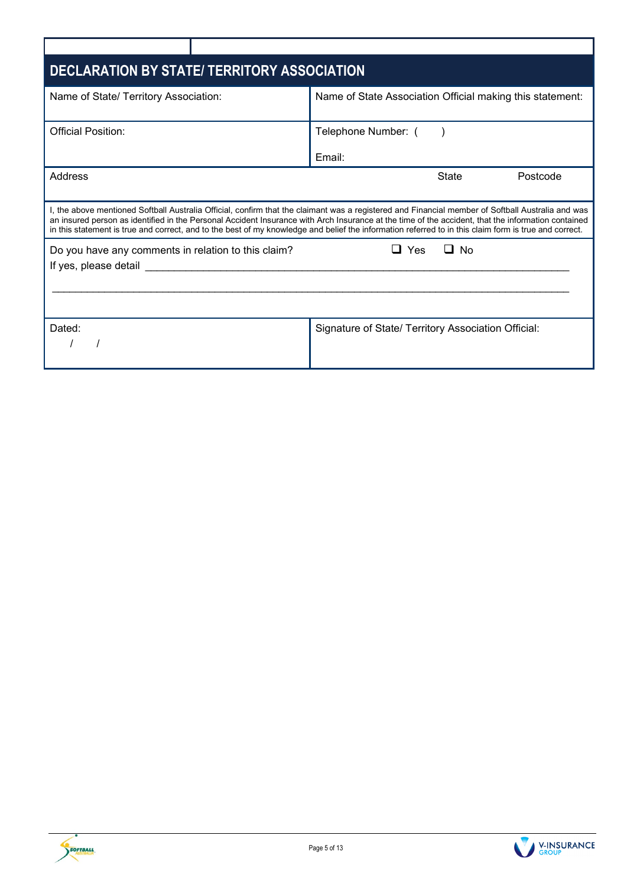## DECLARATION BY STATE/ TERRITORY ASSOCIATION

| Name of State/ Territory Association: | Name of State Association Official making this statement: |
|---|---|
| Official Position: | Telephone Number: (     )<br><br>Email: |

Address                                                                                                    State                    Postcode

I, the above mentioned Softball Australia Official, confirm that the claimant was a registered and Financial member of Softball Australia and was an insured person as identified in the Personal Accident Insurance with Arch Insurance at the time of the accident, that the information contained in this statement is true and correct, and to the best of my knowledge and belief the information referred to in this claim form is true and correct.

Do you have any comments in relation to this claim? ☐ Yes ☐ No

If yes, please detail ________________________________________________________________

________________________________________________________________________________

| Dated:<br>   /   / | Signature of State/ Territory Association Official: |
|---|---|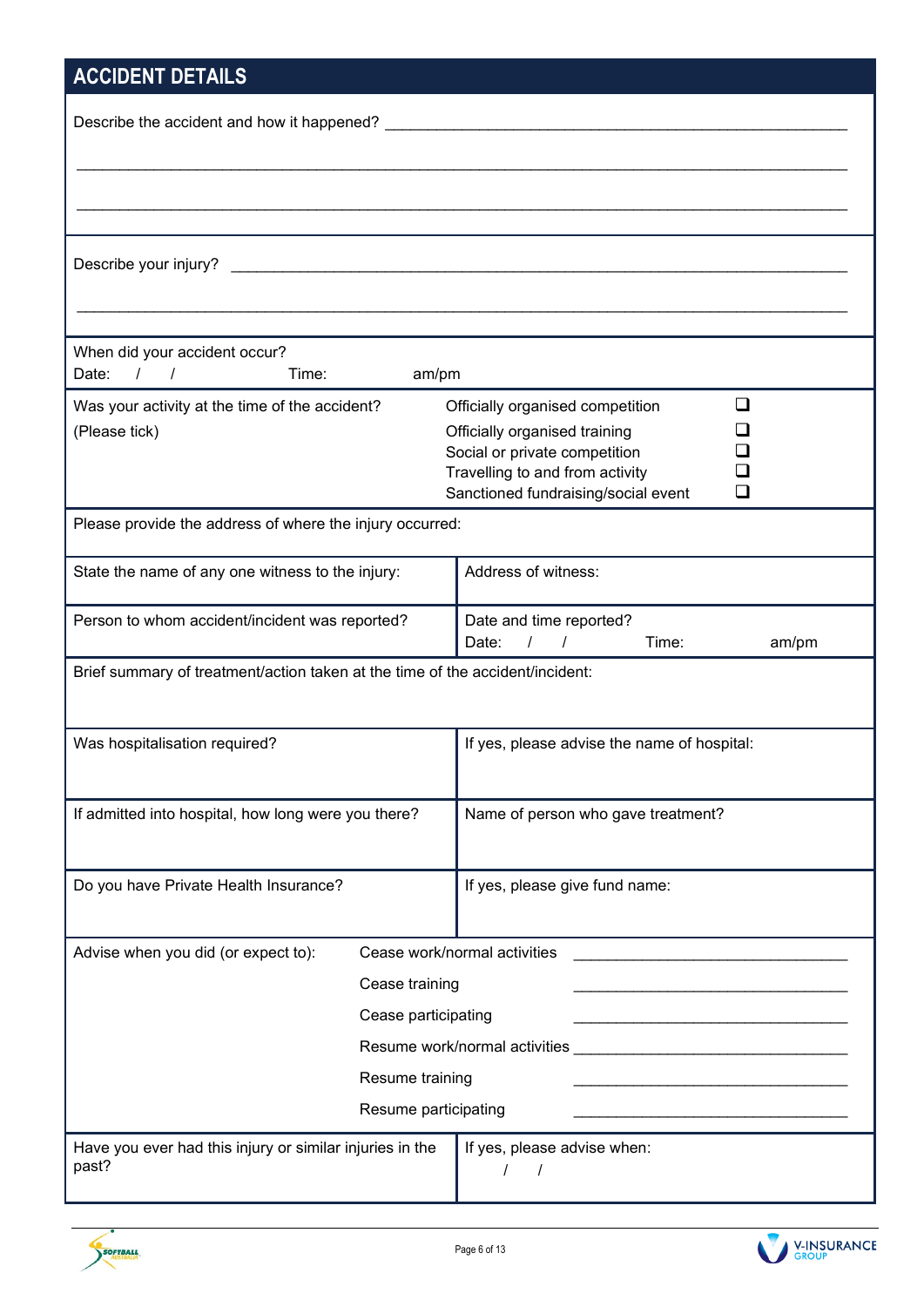## ACCIDENT DETAILS

Describe the accident and how it happened? ______________________________________________

_______________________________________________________________________________

_______________________________________________________________________________

Describe your injury? ___________________________________________________________

_______________________________________________________________________________

When did your accident occur?
Date: / / Time: am/pm

| Was your activity at the time of the accident? (Please tick) | |
|---|---|
| | Officially organised competition ❑ |
| | Officially organised training ❑ |
| | Social or private competition ❑ |
| | Travelling to and from activity ❑ |
| | Sanctioned fundraising/social event ❑ |

Please provide the address of where the injury occurred:

| | |
|---|---|
| State the name of any one witness to the injury: | Address of witness: |
| Person to whom accident/incident was reported? | Date and time reported? Date: / / Time: am/pm |

Brief summary of treatment/action taken at the time of the accident/incident:

| | |
|---|---|
| Was hospitalisation required? | If yes, please advise the name of hospital: |
| If admitted into hospital, how long were you there? | Name of person who gave treatment? |
| Do you have Private Health Insurance? | If yes, please give fund name: |

Advise when you did (or expect to):

- Cease work/normal activities ______________________________
- Cease training ______________________________
- Cease participating ______________________________
- Resume work/normal activities ______________________________
- Resume training ______________________________
- Resume participating ______________________________

| | |
|---|---|
| Have you ever had this injury or similar injuries in the past? | If yes, please advise when: / / |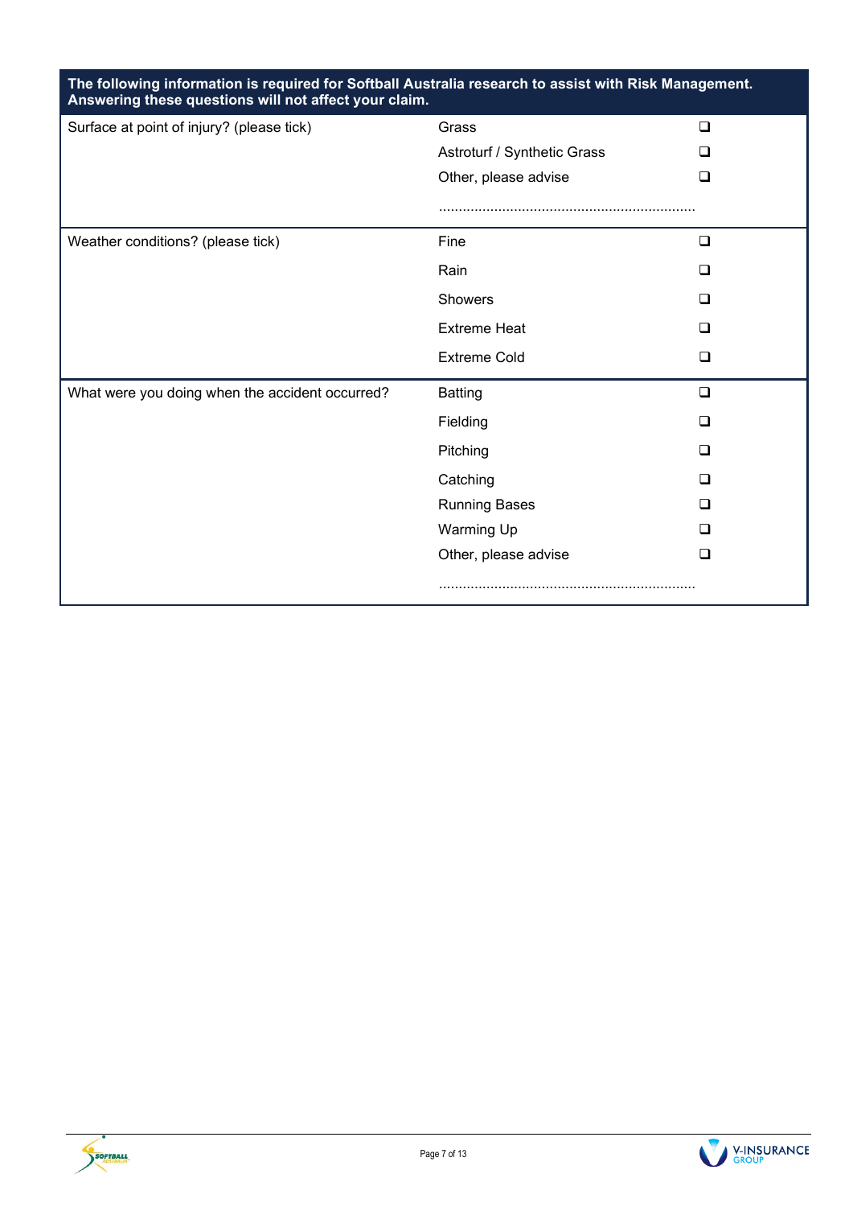**The following information is required for Softball Australia research to assist with Risk Management. Answering these questions will not affect your claim.**

| Question | Option | Tick |
|---|---|---|
| Surface at point of injury? (please tick) | Grass | ❑ |
| | Astroturf / Synthetic Grass | ❑ |
| | Other, please advise | ❑ |
| | ................................................................ | |
| Weather conditions? (please tick) | Fine | ❑ |
| | Rain | ❑ |
| | Showers | ❑ |
| | Extreme Heat | ❑ |
| | Extreme Cold | ❑ |
| What were you doing when the accident occurred? | Batting | ❑ |
| | Fielding | ❑ |
| | Pitching | ❑ |
| | Catching | ❑ |
| | Running Bases | ❑ |
| | Warming Up | ❑ |
| | Other, please advise | ❑ |
| | ................................................................ | |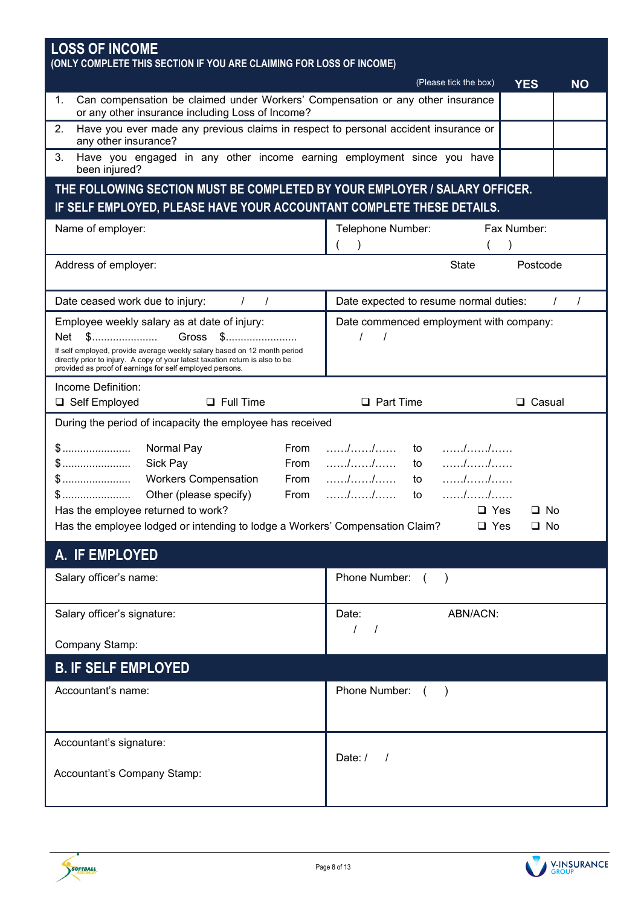## LOSS OF INCOME

**(ONLY COMPLETE THIS SECTION IF YOU ARE CLAIMING FOR LOSS OF INCOME)**

| (Please tick the box) | YES | NO |
|---|---|---|
| 1. Can compensation be claimed under Workers' Compensation or any other insurance or any other insurance including Loss of Income? | | |
| 2. Have you ever made any previous claims in respect to personal accident insurance or any other insurance? | | |
| 3. Have you engaged in any other income earning employment since you have been injured? | | |

## THE FOLLOWING SECTION MUST BE COMPLETED BY YOUR EMPLOYER / SALARY OFFICER. IF SELF EMPLOYED, PLEASE HAVE YOUR ACCOUNTANT COMPLETE THESE DETAILS.

| | |
|---|---|
| Name of employer: | Telephone Number: ( ) Fax Number: ( ) |
| Address of employer: | State Postcode |
| Date ceased work due to injury: / / | Date expected to resume normal duties: / / |
| Employee weekly salary as at date of injury: Net $..................... Gross $....................... If self employed, provide average weekly salary based on 12 month period directly prior to injury. A copy of your latest taxation return is also to be provided as proof of earnings for self employed persons. | Date commenced employment with company: / / |

Income Definition:
❑ Self Employed ❑ Full Time ❑ Part Time ❑ Casual

During the period of incapacity the employee has received

| | | | | | |
|---|---|---|---|---|---|
| $...................... | Normal Pay | From | ....../....../...... | to | ....../....../...... |
| $...................... | Sick Pay | From | ....../....../...... | to | ....../....../...... |
| $...................... | Workers Compensation | From | ....../....../...... | to | ....../....../...... |
| $...................... | Other (please specify) | From | ....../....../...... | to | ....../....../...... |

Has the employee returned to work? ❑ Yes ❑ No

Has the employee lodged or intending to lodge a Workers' Compensation Claim? ❑ Yes ❑ No

## A. IF EMPLOYED

| | |
|---|---|
| Salary officer's name: | Phone Number: ( ) |
| Salary officer's signature: <br> Company Stamp: | Date: / / ABN/ACN: |

## B. IF SELF EMPLOYED

| | |
|---|---|
| Accountant's name: | Phone Number: ( ) |
| Accountant's signature: <br> Accountant's Company Stamp: | Date: / / |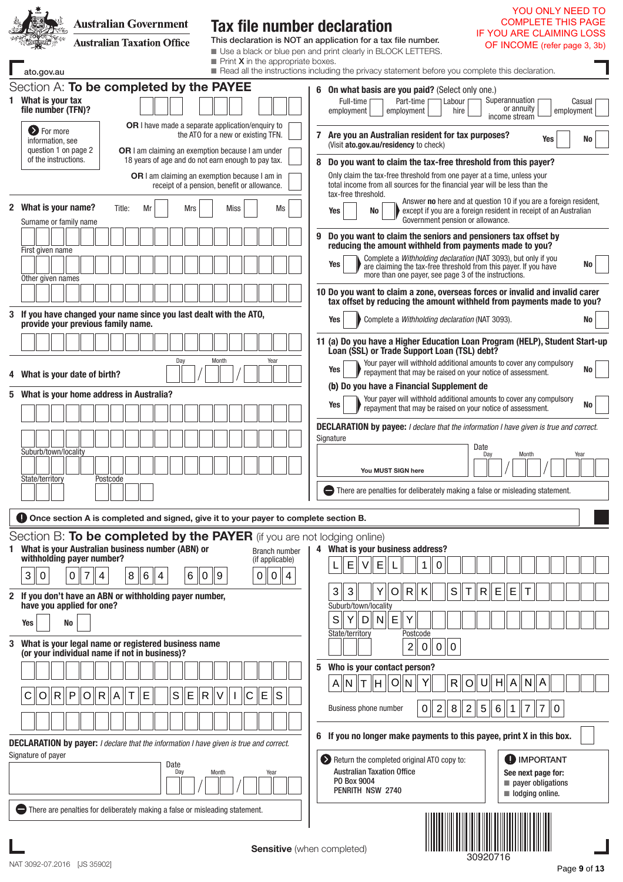Australian Government
Australian Taxation Office

ato.gov.au

# Tax file number declaration

This declaration is NOT an application for a tax file number.

- Use a black or blue pen and print clearly in BLOCK LETTERS.
- Print **X** in the appropriate boxes.
- Read all the instructions including the privacy statement before you complete this declaration.

YOU ONLY NEED TO COMPLETE THIS PAGE IF YOU ARE CLAIMING LOSS OF INCOME (refer page 3, 3b)

## Section A: To be completed by the PAYEE

**1 What is your tax file number (TFN)?**

For more information, see question 1 on page 2 of the instructions.

**OR** I have made a separate application/enquiry to the ATO for a new or existing TFN.

**OR** I am claiming an exemption because I am under 18 years of age and do not earn enough to pay tax.

**OR** I am claiming an exemption because I am in receipt of a pension, benefit or allowance.

**2 What is your name?** Title: Mr Mrs Miss Ms

Surname or family name

First given name

Other given names

**3 If you have changed your name since you last dealt with the ATO, provide your previous family name.**

**4 What is your date of birth?** Day / Month / Year

**5 What is your home address in Australia?**

Suburb/town/locality

State/territory Postcode

**6 On what basis are you paid?** (Select only one.)

Full-time employment | Part-time employment | Labour hire | Superannuation or annuity income stream | Casual employment

**7 Are you an Australian resident for tax purposes?** Yes No
(Visit **ato.gov.au/residency** to check)

**8 Do you want to claim the tax-free threshold from this payer?**

Only claim the tax-free threshold from one payer at a time, unless your total income from all sources for the financial year will be less than the tax-free threshold.

Yes No — Answer **no** here and at question 10 if you are a foreign resident, except if you are a foreign resident in receipt of an Australian Government pension or allowance.

**9 Do you want to claim the seniors and pensioners tax offset by reducing the amount withheld from payments made to you?**

Yes — Complete a *Withholding declaration* (NAT 3093), but only if you are claiming the tax-free threshold from this payer. If you have more than one payer, see page 3 of the instructions. No

**10 Do you want to claim a zone, overseas forces or invalid and invalid carer tax offset by reducing the amount withheld from payments made to you?**

Yes — Complete a *Withholding declaration* (NAT 3093). No

**11 (a) Do you have a Higher Education Loan Program (HELP), Student Start-up Loan (SSL) or Trade Support Loan (TSL) debt?**

Yes — Your payer will withhold additional amounts to cover any compulsory repayment that may be raised on your notice of assessment. No

**(b) Do you have a Financial Supplement de**

Yes — Your payer will withhold additional amounts to cover any compulsory repayment that may be raised on your notice of assessment. No

**DECLARATION by payee:** *I declare that the information I have given is true and correct.*

Signature — You MUST SIGN here

Date: Day / Month / Year

There are penalties for deliberately making a false or misleading statement.

**Once section A is completed and signed, give it to your payer to complete section B.**

## Section B: To be completed by the PAYER (if you are not lodging online)

**1 What is your Australian business number (ABN) or withholding payer number?** 30 074 864 609

Branch number (if applicable): 004

**2 If you don't have an ABN or withholding payer number, have you applied for one?** Yes No

**3 What is your legal name or registered business name (or your individual name if not in business)?**

CORPORATE SERVICES

**DECLARATION by payer:** *I declare that the information I have given is true and correct.*

Signature of payer

Date: Day / Month / Year

There are penalties for deliberately making a false or misleading statement.

**4 What is your business address?**

LEVEL 10
33 YORK STREET

Suburb/town/locality: SYDNEY

State/territory Postcode: 2000

**5 Who is your contact person?** ANTHONY ROUHANA

Business phone number: 0282561770

**6 If you no longer make payments to this payee, print X in this box.**

Return the completed original ATO copy to:
Australian Taxation Office
PO Box 9004
PENRITH NSW 2740

**IMPORTANT**
See next page for:
- payer obligations
- lodging online.

30920716

**Sensitive** (when completed)

NAT 3092-07.2016 [JS 35902]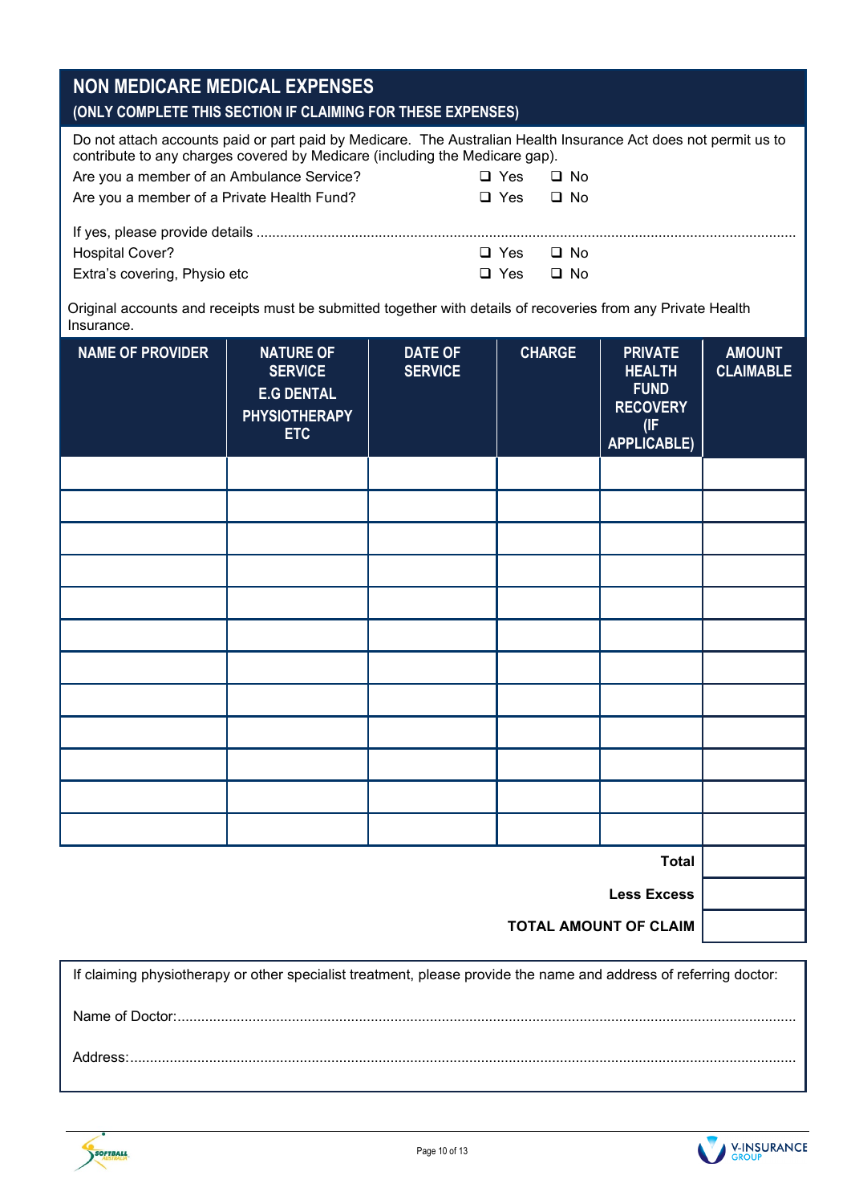## NON MEDICARE MEDICAL EXPENSES

### (ONLY COMPLETE THIS SECTION IF CLAIMING FOR THESE EXPENSES)

Do not attach accounts paid or part paid by Medicare. The Australian Health Insurance Act does not permit us to contribute to any charges covered by Medicare (including the Medicare gap).

Are you a member of an Ambulance Service? ❑ Yes ❑ No

Are you a member of a Private Health Fund? ❑ Yes ❑ No

If yes, please provide details ..............................................................................................................................

Hospital Cover? ❑ Yes ❑ No

Extra's covering, Physio etc ❑ Yes ❑ No

Original accounts and receipts must be submitted together with details of recoveries from any Private Health Insurance.

| NAME OF PROVIDER | NATURE OF SERVICE E.G DENTAL PHYSIOTHERAPY ETC | DATE OF SERVICE | CHARGE | PRIVATE HEALTH FUND RECOVERY (IF APPLICABLE) | AMOUNT CLAIMABLE |
|---|---|---|---|---|---|
| | | | | | |
| | | | | | |
| | | | | | |
| | | | | | |
| | | | | | |
| | | | | | |
| | | | | | |
| | | | | | |
| | | | | | |
| | | | | | |
| | | | | | |
| | | | | | |
| | | | | **Total** | |
| | | | | **Less Excess** | |
| | | | | **TOTAL AMOUNT OF CLAIM** | |

If claiming physiotherapy or other specialist treatment, please provide the name and address of referring doctor:

Name of Doctor:..............................................................................................................................................

Address:........................................................................................................................................................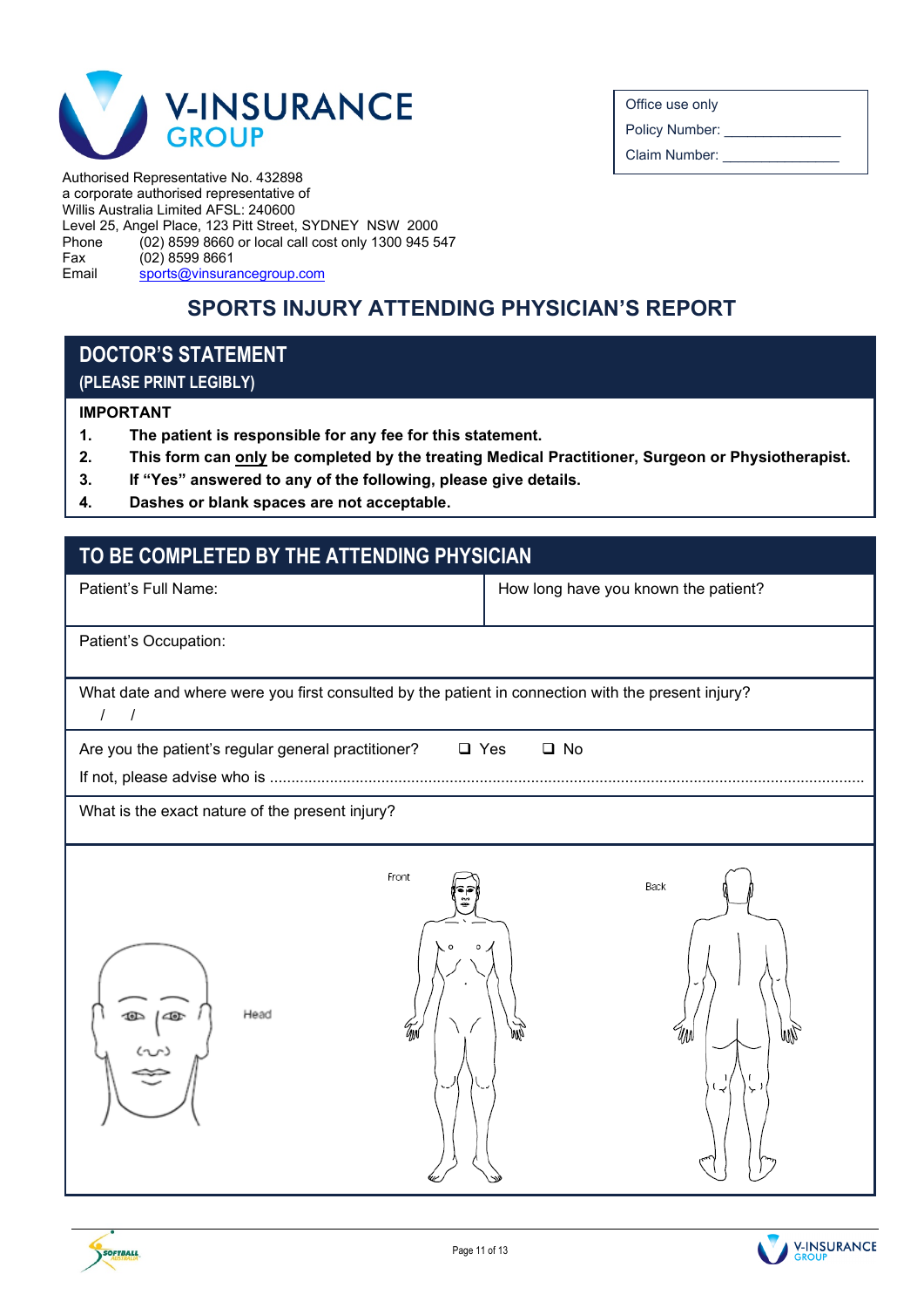**V-INSURANCE GROUP**

Authorised Representative No. 432898
a corporate authorised representative of
Willis Australia Limited AFSL: 240600
Level 25, Angel Place, 123 Pitt Street, SYDNEY NSW 2000
Phone (02) 8599 8660 or local call cost only 1300 945 547
Fax (02) 8599 8661
Email sports@vinsurancegroup.com

| Office use only |
|---|
| Policy Number: _______________ |
| Claim Number: _______________ |

# SPORTS INJURY ATTENDING PHYSICIAN'S REPORT

## DOCTOR'S STATEMENT
**(PLEASE PRINT LEGIBLY)**

**IMPORTANT**

1. **The patient is responsible for any fee for this statement.**
2. **This form can only be completed by the treating Medical Practitioner, Surgeon or Physiotherapist.**
3. **If "Yes" answered to any of the following, please give details.**
4. **Dashes or blank spaces are not acceptable.**

## TO BE COMPLETED BY THE ATTENDING PHYSICIAN

| Patient's Full Name: | How long have you known the patient? |
|---|---|
| Patient's Occupation: | |
| What date and where were you first consulted by the patient in connection with the present injury? / / | |
| Are you the patient's regular general practitioner? ❑ Yes ❑ No<br>If not, please advise who is ........................................................................................................ | |
| What is the exact nature of the present injury? | |

Head Front Back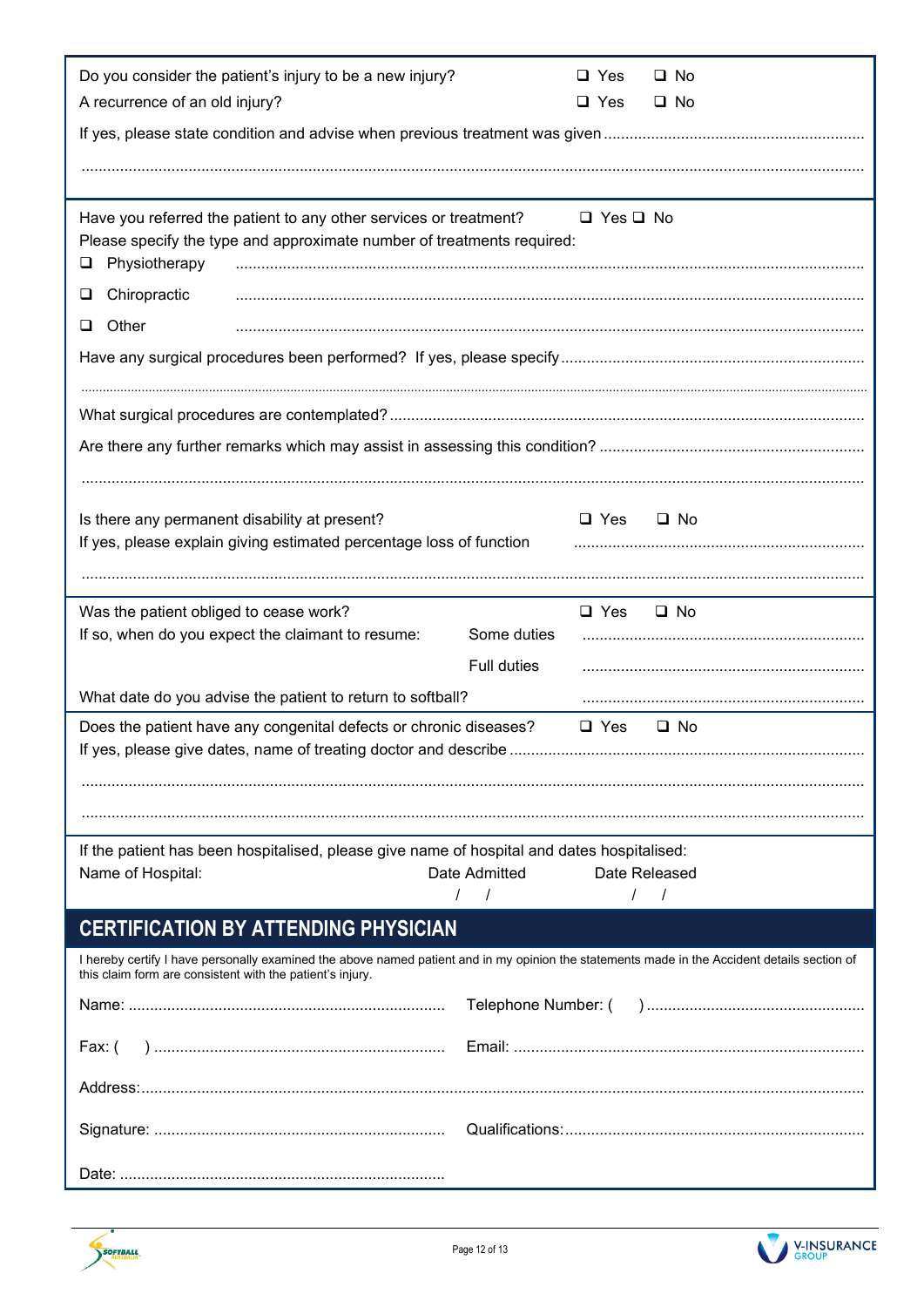Do you consider the patient's injury to be a new injury? ❑ Yes ❑ No

A recurrence of an old injury? ❑ Yes ❑ No

If yes, please state condition and advise when previous treatment was given ............................................................

...................................................................................................................................................................

Have you referred the patient to any other services or treatment? ❑ Yes ❑ No

Please specify the type and approximate number of treatments required:

❑ Physiotherapy ..................................................................................................................................

❑ Chiropractic ..................................................................................................................................

❑ Other ..................................................................................................................................

Have any surgical procedures been performed? If yes, please specify ......................................................

...................................................................................................................................................................

What surgical procedures are contemplated? ..............................................................................................

Are there any further remarks which may assist in assessing this condition? ...............................................

...................................................................................................................................................................

Is there any permanent disability at present? ❑ Yes ❑ No

If yes, please explain giving estimated percentage loss of function ....................................................................

...................................................................................................................................................................

Was the patient obliged to cease work? ❑ Yes ❑ No

If so, when do you expect the claimant to resume: Some duties ..................................................................

Full duties ..................................................................

What date do you advise the patient to return to softball? ..................................................................

Does the patient have any congenital defects or chronic diseases? ❑ Yes ❑ No

If yes, please give dates, name of treating doctor and describe ..................................................................

...................................................................................................................................................................

...................................................................................................................................................................

If the patient has been hospitalised, please give name of hospital and dates hospitalised:

| Name of Hospital: | Date Admitted | Date Released |
|---|---|---|
| | / / | / / |

## CERTIFICATION BY ATTENDING PHYSICIAN

I hereby certify I have personally examined the above named patient and in my opinion the statements made in the Accident details section of this claim form are consistent with the patient's injury.

Name: ......................................................................... Telephone Number: ( ) ..................................................

Fax: ( ) ................................................................... Email: .................................................................................

Address: ......................................................................................................................................................................

Signature: ................................................................... Qualifications: .....................................................................

Date: ...........................................................................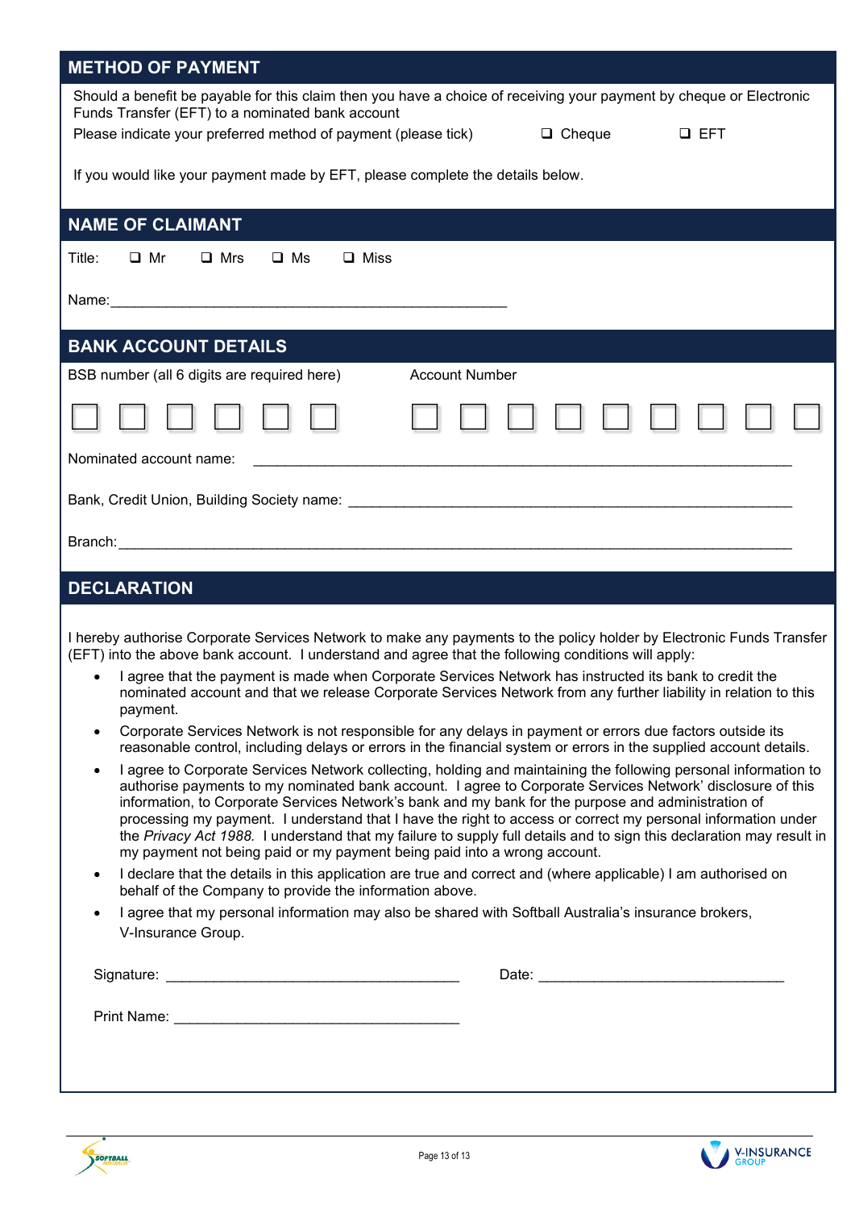## METHOD OF PAYMENT

Should a benefit be payable for this claim then you have a choice of receiving your payment by cheque or Electronic Funds Transfer (EFT) to a nominated bank account

Please indicate your preferred method of payment (please tick) ☐ Cheque ☐ EFT

If you would like your payment made by EFT, please complete the details below.

## NAME OF CLAIMANT

Title: ☐ Mr ☐ Mrs ☐ Ms ☐ Miss

Name:___________________________________________________

## BANK ACCOUNT DETAILS

BSB number (all 6 digits are required here) ☐☐☐☐☐☐

Account Number ☐☐☐☐☐☐☐☐☐

Nominated account name: ______________________________________________________________________

Bank, Credit Union, Building Society name: _________________________________________________________

Branch:______________________________________________________________________________________

## DECLARATION

I hereby authorise Corporate Services Network to make any payments to the policy holder by Electronic Funds Transfer (EFT) into the above bank account. I understand and agree that the following conditions will apply:

- I agree that the payment is made when Corporate Services Network has instructed its bank to credit the nominated account and that we release Corporate Services Network from any further liability in relation to this payment.
- Corporate Services Network is not responsible for any delays in payment or errors due factors outside its reasonable control, including delays or errors in the financial system or errors in the supplied account details.
- I agree to Corporate Services Network collecting, holding and maintaining the following personal information to authorise payments to my nominated bank account. I agree to Corporate Services Network' disclosure of this information, to Corporate Services Network's bank and my bank for the purpose and administration of processing my payment. I understand that I have the right to access or correct my personal information under the *Privacy Act 1988.* I understand that my failure to supply full details and to sign this declaration may result in my payment not being paid or my payment being paid into a wrong account.
- I declare that the details in this application are true and correct and (where applicable) I am authorised on behalf of the Company to provide the information above.
- I agree that my personal information may also be shared with Softball Australia's insurance brokers, V-Insurance Group.

Signature: ______________________________________ Date: _______________________________

Print Name: ____________________________________